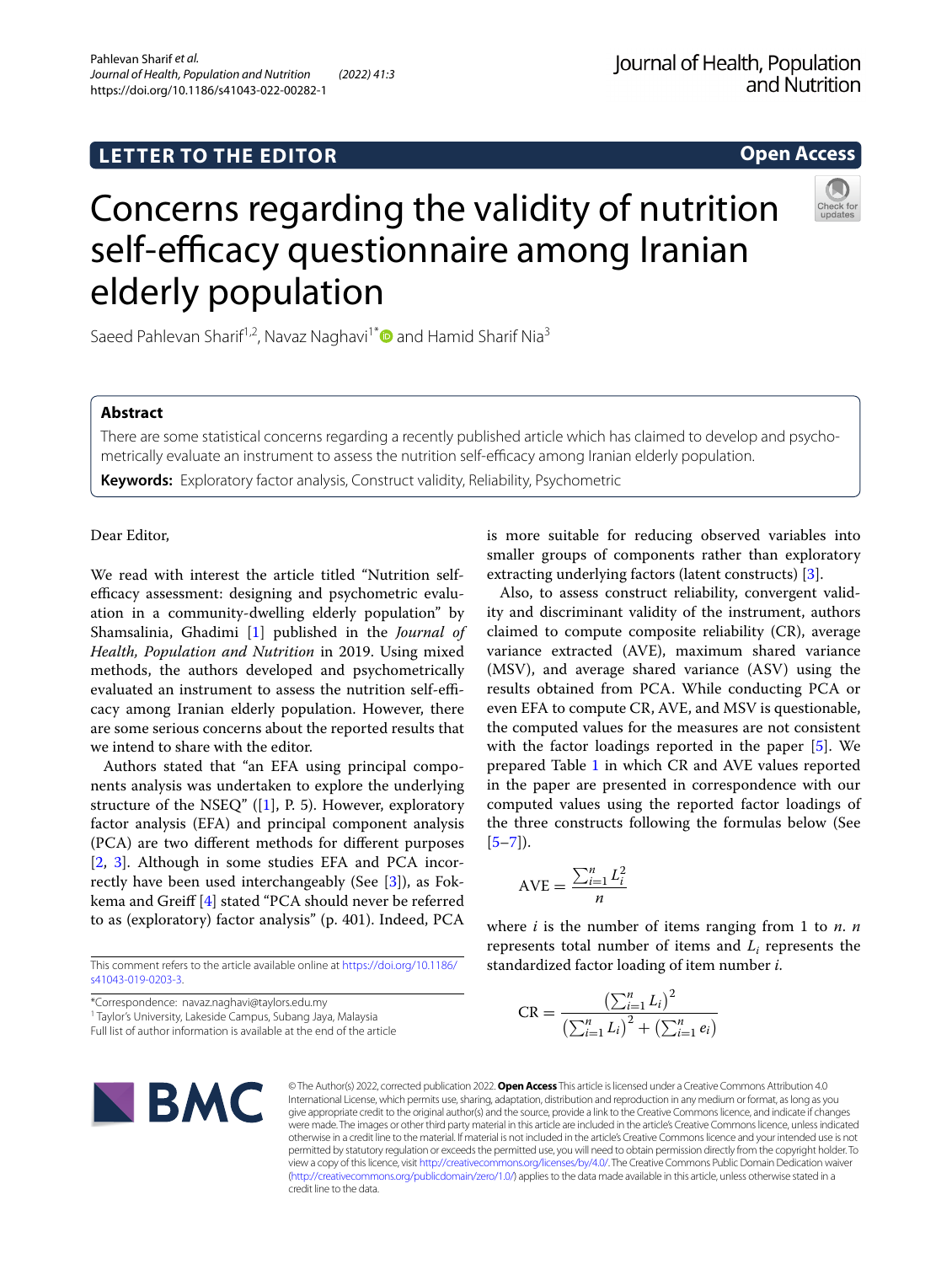LETTER TO THE EDITOR

Open Access

# Concerns regarding the validity of nutrition self-efficacy questionnaire among Iranian elderly population

Saeed Pahlevan Sharif[1,2], Navaz Naghavi[1*] and Hamid Sharif Nia[3]

## Abstract

There are some statistical concerns regarding a recently published article which has claimed to develop and psychometrically evaluate an instrument to assess the nutrition self-efficacy among Iranian elderly population.

**Keywords:** Exploratory factor analysis, Construct validity, Reliability, Psychometric

Dear Editor,

We read with interest the article titled "Nutrition self-efficacy assessment: designing and psychometric evaluation in a community-dwelling elderly population" by Shamsalinia, Ghadimi [1] published in the *Journal of Health, Population and Nutrition* in 2019. Using mixed methods, the authors developed and psychometrically evaluated an instrument to assess the nutrition self-efficacy among Iranian elderly population. However, there are some serious concerns about the reported results that we intend to share with the editor.

Authors stated that "an EFA using principal components analysis was undertaken to explore the underlying structure of the NSEQ" ([1], P. 5). However, exploratory factor analysis (EFA) and principal component analysis (PCA) are two different methods for different purposes [2, 3]. Although in some studies EFA and PCA incorrectly have been used interchangeably (See [3]), as Fokkema and Greiff [4] stated "PCA should never be referred to as (exploratory) factor analysis" (p. 401). Indeed, PCA is more suitable for reducing observed variables into smaller groups of components rather than exploratory extracting underlying factors (latent constructs) [3].

Also, to assess construct reliability, convergent validity and discriminant validity of the instrument, authors claimed to compute composite reliability (CR), average variance extracted (AVE), maximum shared variance (MSV), and average shared variance (ASV) using the results obtained from PCA. While conducting PCA or even EFA to compute CR, AVE, and MSV is questionable, the computed values for the measures are not consistent with the factor loadings reported in the paper [5]. We prepared Table 1 in which CR and AVE values reported in the paper are presented in correspondence with our computed values using the reported factor loadings of the three constructs following the formulas below (See [5–7]).

$$\text{AVE} = \frac{\sum_{i=1}^{n} L_i^2}{n}$$

where $i$ is the number of items ranging from 1 to $n$. $n$ represents total number of items and $L_i$ represents the standardized factor loading of item number $i$.

$$\text{CR} = \frac{\left(\sum_{i=1}^{n} L_i\right)^2}{\left(\sum_{i=1}^{n} L_i\right)^2 + \left(\sum_{i=1}^{n} e_i\right)}$$

This comment refers to the article available online at https://doi.org/10.1186/s41043-019-0203-3.

*Correspondence: navaz.naghavi@taylors.edu.my
[1] Taylor's University, Lakeside Campus, Subang Jaya, Malaysia
Full list of author information is available at the end of the article

© The Author(s) 2022, corrected publication 2022. **Open Access** This article is licensed under a Creative Commons Attribution 4.0 International License, which permits use, sharing, adaptation, distribution and reproduction in any medium or format, as long as you give appropriate credit to the original author(s) and the source, provide a link to the Creative Commons licence, and indicate if changes were made. The images or other third party material in this article are included in the article's Creative Commons licence, unless indicated otherwise in a credit line to the material. If material is not included in the article's Creative Commons licence and your intended use is not permitted by statutory regulation or exceeds the permitted use, you will need to obtain permission directly from the copyright holder. To view a copy of this licence, visit http://creativecommons.org/licenses/by/4.0/. The Creative Commons Public Domain Dedication waiver (http://creativecommons.org/publicdomain/zero/1.0/) applies to the data made available in this article, unless otherwise stated in a credit line to the data.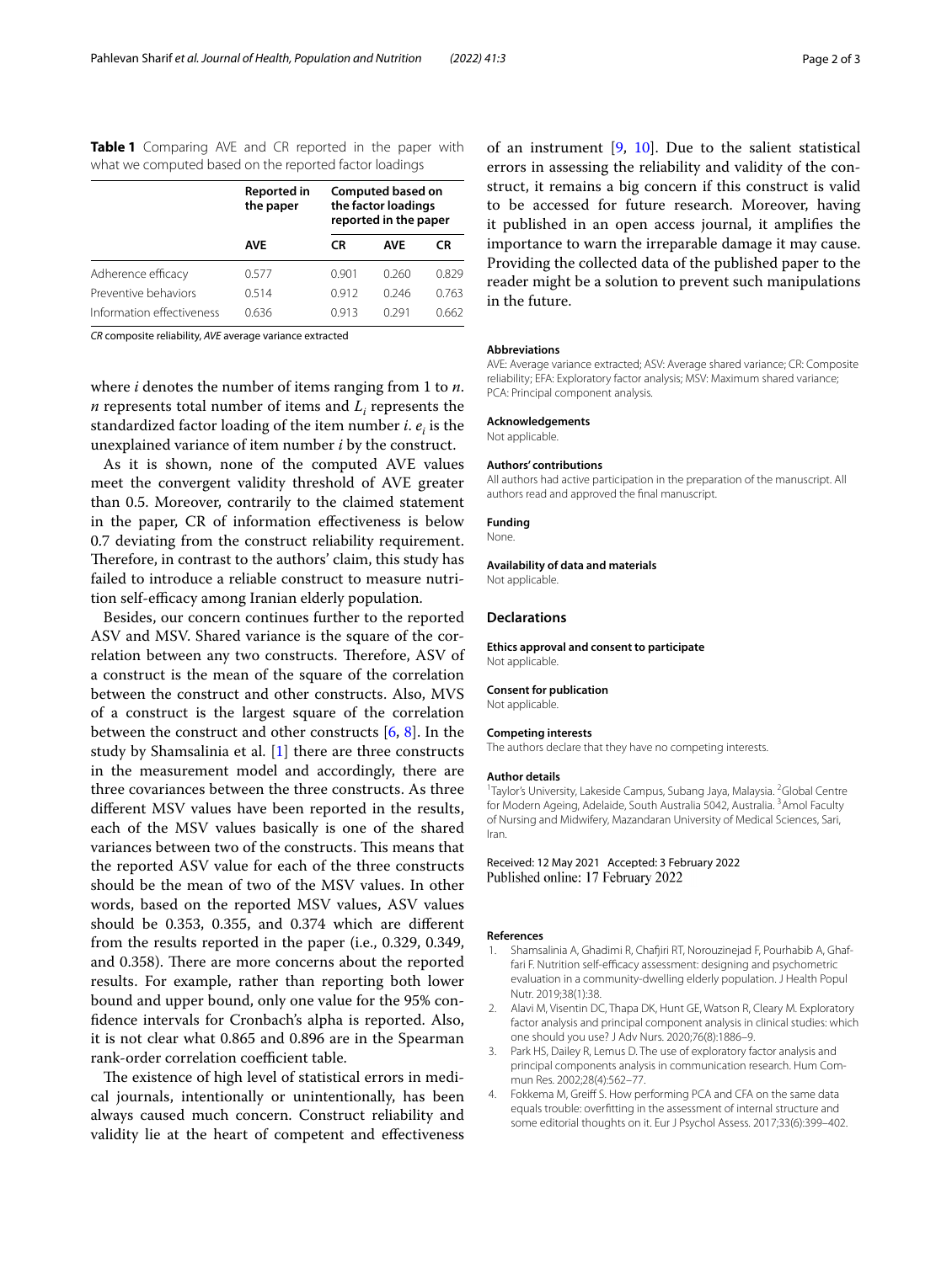**Table 1** Comparing AVE and CR reported in the paper with what we computed based on the reported factor loadings

| | Reported in the paper | | Computed based on the factor loadings reported in the paper | |
|---|---|---|---|---|
| | **AVE** | **CR** | **AVE** | **CR** |
| Adherence efficacy | 0.577 | 0.901 | 0.260 | 0.829 |
| Preventive behaviors | 0.514 | 0.912 | 0.246 | 0.763 |
| Information effectiveness | 0.636 | 0.913 | 0.291 | 0.662 |

*CR* composite reliability, *AVE* average variance extracted

where $i$ denotes the number of items ranging from 1 to $n$. $n$ represents total number of items and $L_i$ represents the standardized factor loading of the item number $i$. $e_i$ is the unexplained variance of item number $i$ by the construct.

As it is shown, none of the computed AVE values meet the convergent validity threshold of AVE greater than 0.5. Moreover, contrarily to the claimed statement in the paper, CR of information effectiveness is below 0.7 deviating from the construct reliability requirement. Therefore, in contrast to the authors' claim, this study has failed to introduce a reliable construct to measure nutrition self-efficacy among Iranian elderly population.

Besides, our concern continues further to the reported ASV and MSV. Shared variance is the square of the correlation between any two constructs. Therefore, ASV of a construct is the mean of the square of the correlation between the construct and other constructs. Also, MVS of a construct is the largest square of the correlation between the construct and other constructs [6, 8]. In the study by Shamsalinia et al. [1] there are three constructs in the measurement model and accordingly, there are three covariances between the three constructs. As three different MSV values have been reported in the results, each of the MSV values basically is one of the shared variances between two of the constructs. This means that the reported ASV value for each of the three constructs should be the mean of two of the MSV values. In other words, based on the reported MSV values, ASV values should be 0.353, 0.355, and 0.374 which are different from the results reported in the paper (i.e., 0.329, 0.349, and 0.358). There are more concerns about the reported results. For example, rather than reporting both lower bound and upper bound, only one value for the 95% confidence intervals for Cronbach's alpha is reported. Also, it is not clear what 0.865 and 0.896 are in the Spearman rank-order correlation coefficient table.

The existence of high level of statistical errors in medical journals, intentionally or unintentionally, has been always caused much concern. Construct reliability and validity lie at the heart of competent and effectiveness of an instrument [9, 10]. Due to the salient statistical errors in assessing the reliability and validity of the construct, it remains a big concern if this construct is valid to be accessed for future research. Moreover, having it published in an open access journal, it amplifies the importance to warn the irreparable damage it may cause. Providing the collected data of the published paper to the reader might be a solution to prevent such manipulations in the future.

#### Abbreviations
AVE: Average variance extracted; ASV: Average shared variance; CR: Composite reliability; EFA: Exploratory factor analysis; MSV: Maximum shared variance; PCA: Principal component analysis.

#### Acknowledgements
Not applicable.

#### Authors' contributions
All authors had active participation in the preparation of the manuscript. All authors read and approved the final manuscript.

#### Funding
None.

#### Availability of data and materials
Not applicable.

## Declarations

#### Ethics approval and consent to participate
Not applicable.

#### Consent for publication
Not applicable.

#### Competing interests
The authors declare that they have no competing interests.

#### Author details
[1]Taylor's University, Lakeside Campus, Subang Jaya, Malaysia. [2]Global Centre for Modern Ageing, Adelaide, South Australia 5042, Australia. [3]Amol Faculty of Nursing and Midwifery, Mazandaran University of Medical Sciences, Sari, Iran.

Received: 12 May 2021 Accepted: 3 February 2022
Published online: 17 February 2022

#### References
1. Shamsalinia A, Ghadimi R, Chafjiri RT, Norouzinejad F, Pourhabib A, Ghaffari F. Nutrition self-efficacy assessment: designing and psychometric evaluation in a community-dwelling elderly population. J Health Popul Nutr. 2019;38(1):38.
2. Alavi M, Visentin DC, Thapa DK, Hunt GE, Watson R, Cleary M. Exploratory factor analysis and principal component analysis in clinical studies: which one should you use? J Adv Nurs. 2020;76(8):1886–9.
3. Park HS, Dailey R, Lemus D. The use of exploratory factor analysis and principal components analysis in communication research. Hum Commun Res. 2002;28(4):562–77.
4. Fokkema M, Greiff S. How performing PCA and CFA on the same data equals trouble: overfitting in the assessment of internal structure and some editorial thoughts on it. Eur J Psychol Assess. 2017;33(6):399–402.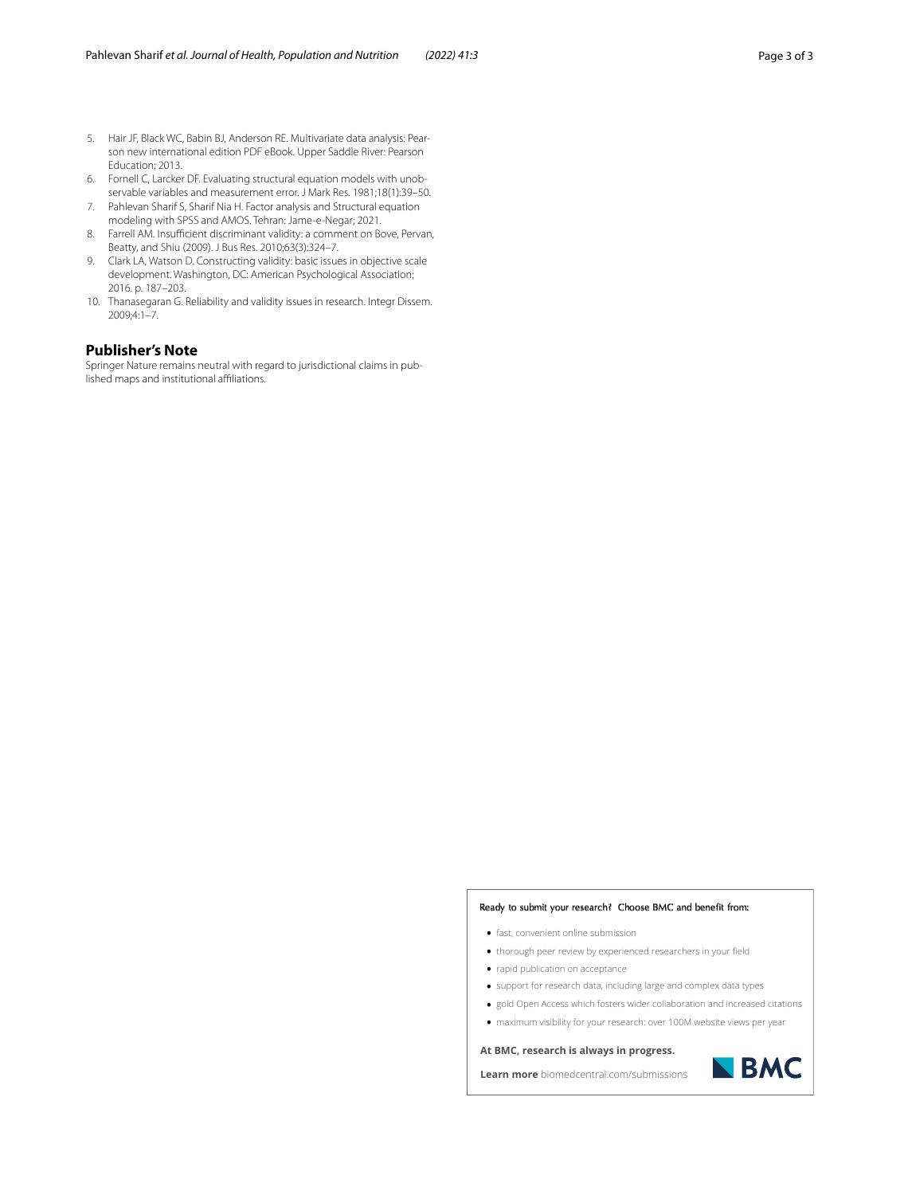5. Hair JF, Black WC, Babin BJ, Anderson RE. Multivariate data analysis: Pearson new international edition PDF eBook. Upper Saddle River: Pearson Education; 2013.
6. Fornell C, Larcker DF. Evaluating structural equation models with unobservable variables and measurement error. J Mark Res. 1981;18(1):39–50.
7. Pahlevan Sharif S, Sharif Nia H. Factor analysis and Structural equation modeling with SPSS and AMOS. Tehran: Jame-e-Negar; 2021.
8. Farrell AM. Insufficient discriminant validity: a comment on Bove, Pervan, Beatty, and Shiu (2009). J Bus Res. 2010;63(3):324–7.
9. Clark LA, Watson D. Constructing validity: basic issues in objective scale development. Washington, DC: American Psychological Association; 2016. p. 187–203.
10. Thanasegaran G. Reliability and validity issues in research. Integr Dissem. 2009;4:1–7.

## Publisher's Note

Springer Nature remains neutral with regard to jurisdictional claims in published maps and institutional affiliations.

Ready to submit your research? Choose BMC and benefit from:

- fast, convenient online submission
- thorough peer review by experienced researchers in your field
- rapid publication on acceptance
- support for research data, including large and complex data types
- gold Open Access which fosters wider collaboration and increased citations
- maximum visibility for your research: over 100M website views per year

**At BMC, research is always in progress.**

**Learn more** biomedcentral.com/submissions

BMC